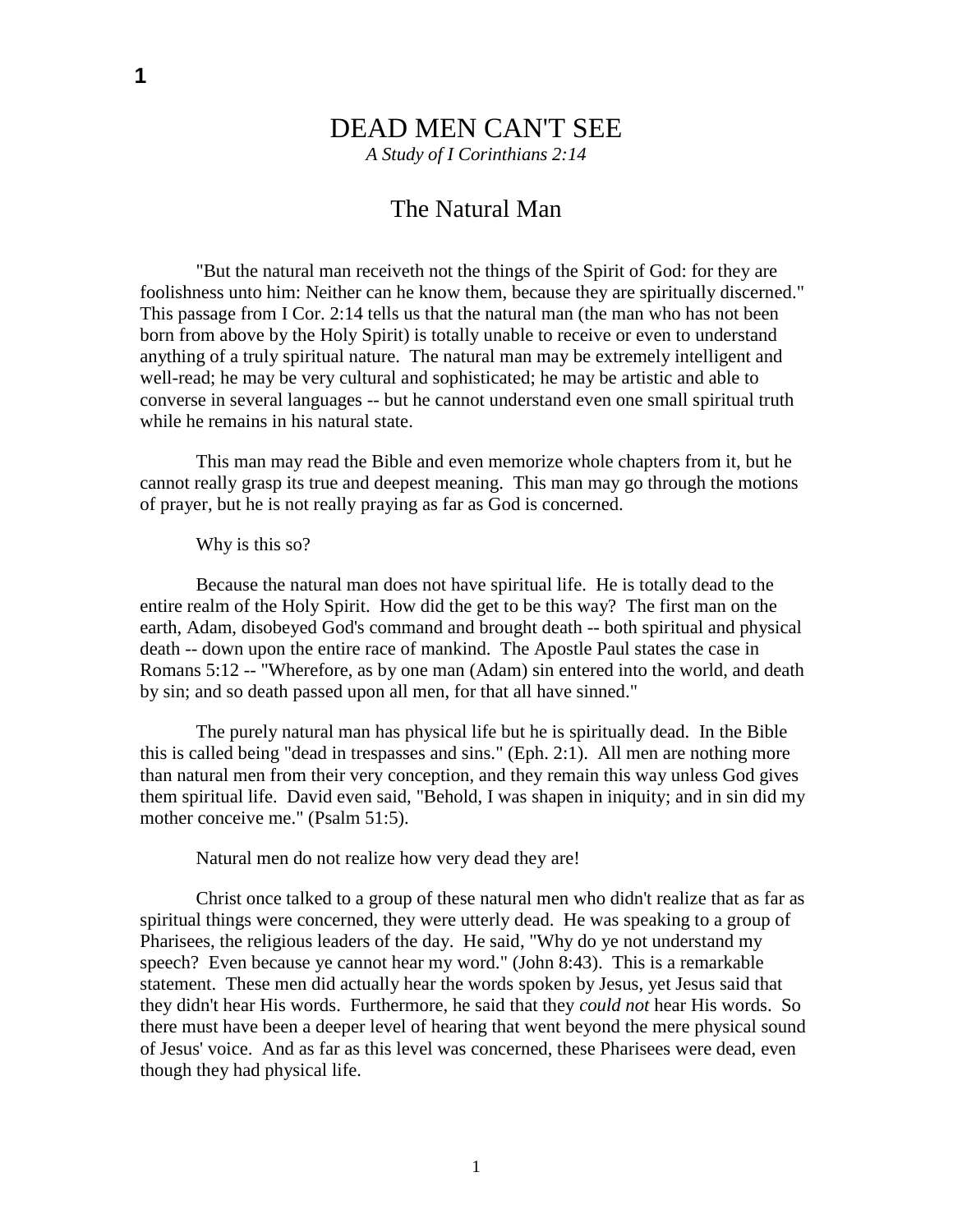# DEAD MEN CAN'T SEE

*A Study of I Corinthians 2:14*

## The Natural Man

"But the natural man receiveth not the things of the Spirit of God: for they are foolishness unto him: Neither can he know them, because they are spiritually discerned." This passage from I Cor. 2:14 tells us that the natural man (the man who has not been born from above by the Holy Spirit) is totally unable to receive or even to understand anything of a truly spiritual nature. The natural man may be extremely intelligent and well-read; he may be very cultural and sophisticated; he may be artistic and able to converse in several languages -- but he cannot understand even one small spiritual truth while he remains in his natural state.

This man may read the Bible and even memorize whole chapters from it, but he cannot really grasp its true and deepest meaning. This man may go through the motions of prayer, but he is not really praying as far as God is concerned.

Why is this so?

Because the natural man does not have spiritual life. He is totally dead to the entire realm of the Holy Spirit. How did the get to be this way? The first man on the earth, Adam, disobeyed God's command and brought death -- both spiritual and physical death -- down upon the entire race of mankind. The Apostle Paul states the case in Romans 5:12 -- "Wherefore, as by one man (Adam) sin entered into the world, and death by sin; and so death passed upon all men, for that all have sinned."

The purely natural man has physical life but he is spiritually dead. In the Bible this is called being "dead in trespasses and sins." (Eph. 2:1). All men are nothing more than natural men from their very conception, and they remain this way unless God gives them spiritual life. David even said, "Behold, I was shapen in iniquity; and in sin did my mother conceive me." (Psalm 51:5).

Natural men do not realize how very dead they are!

Christ once talked to a group of these natural men who didn't realize that as far as spiritual things were concerned, they were utterly dead. He was speaking to a group of Pharisees, the religious leaders of the day. He said, "Why do ye not understand my speech? Even because ye cannot hear my word." (John 8:43). This is a remarkable statement. These men did actually hear the words spoken by Jesus, yet Jesus said that they didn't hear His words. Furthermore, he said that they *could not* hear His words. So there must have been a deeper level of hearing that went beyond the mere physical sound of Jesus' voice. And as far as this level was concerned, these Pharisees were dead, even though they had physical life.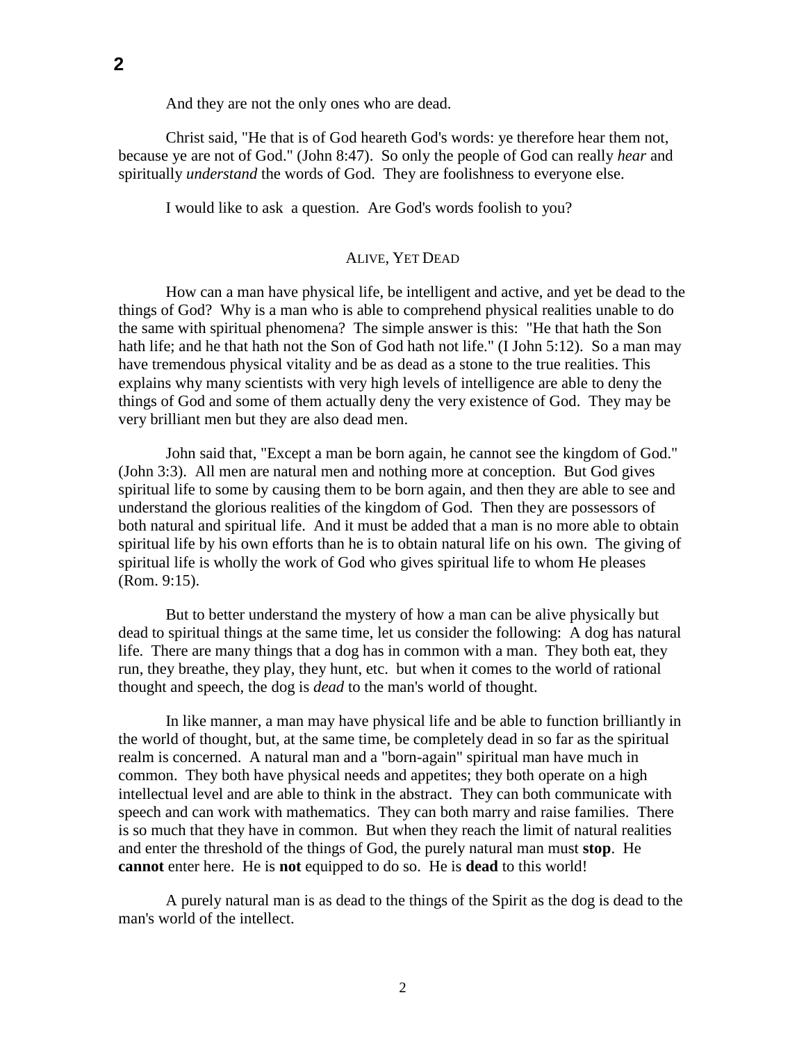And they are not the only ones who are dead.

Christ said, "He that is of God heareth God's words: ye therefore hear them not, because ye are not of God." (John 8:47). So only the people of God can really *hear* and spiritually *understand* the words of God. They are foolishness to everyone else.

I would like to ask a question. Are God's words foolish to you?

## Alive, Yet Dead

How can a man have physical life, be intelligent and active, and yet be dead to the things of God? Why is a man who is able to comprehend physical realities unable to do the same with spiritual phenomena? The simple answer is this: "He that hath the Son hath life; and he that hath not the Son of God hath not life." (I John 5:12). So a man may have tremendous physical vitality and be as dead as a stone to the true realities. This explains why many scientists with very high levels of intelligence are able to deny the things of God and some of them actually deny the very existence of God. They may be very brilliant men but they are also dead men.

John said that, "Except a man be born again, he cannot see the kingdom of God." (John 3:3). All men are natural men and nothing more at conception. But God gives spiritual life to some by causing them to be born again, and then they are able to see and understand the glorious realities of the kingdom of God. Then they are possessors of both natural and spiritual life. And it must be added that a man is no more able to obtain spiritual life by his own efforts than he is to obtain natural life on his own. The giving of spiritual life is wholly the work of God who gives spiritual life to whom He pleases (Rom. 9:15).

But to better understand the mystery of how a man can be alive physically but dead to spiritual things at the same time, let us consider the following: A dog has natural life. There are many things that a dog has in common with a man. They both eat, they run, they breathe, they play, they hunt, etc. but when it comes to the world of rational thought and speech, the dog is *dead* to the man's world of thought.

In like manner, a man may have physical life and be able to function brilliantly in the world of thought, but, at the same time, be completely dead in so far as the spiritual realm is concerned. A natural man and a "born-again" spiritual man have much in common. They both have physical needs and appetites; they both operate on a high intellectual level and are able to think in the abstract. They can both communicate with speech and can work with mathematics. They can both marry and raise families. There is so much that they have in common. But when they reach the limit of natural realities and enter the threshold of the things of God, the purely natural man must **stop**. He **cannot** enter here. He is **not** equipped to do so. He is **dead** to this world!

A purely natural man is as dead to the things of the Spirit as the dog is dead to the man's world of the intellect.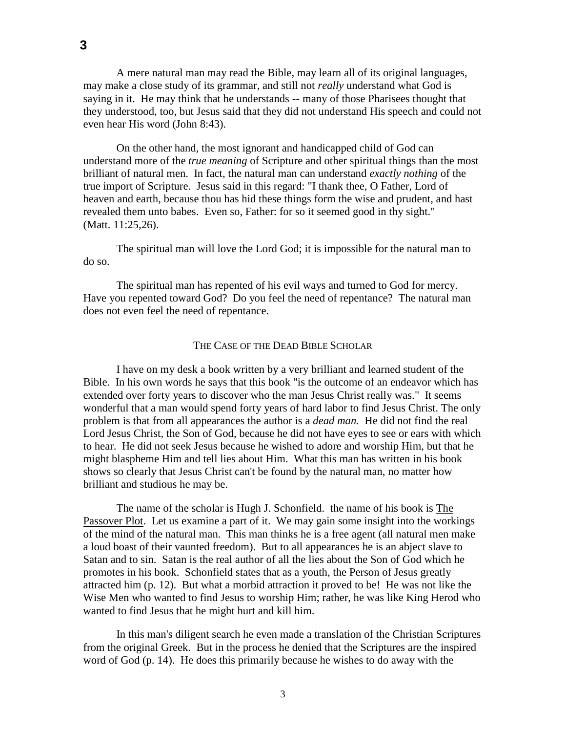A mere natural man may read the Bible, may learn all of its original languages, may make a close study of its grammar, and still not *really* understand what God is saying in it. He may think that he understands -- many of those Pharisees thought that they understood, too, but Jesus said that they did not understand His speech and could not even hear His word (John 8:43).

On the other hand, the most ignorant and handicapped child of God can understand more of the *true meaning* of Scripture and other spiritual things than the most brilliant of natural men. In fact, the natural man can understand *exactly nothing* of the true import of Scripture. Jesus said in this regard: "I thank thee, O Father, Lord of heaven and earth, because thou has hid these things form the wise and prudent, and hast revealed them unto babes. Even so, Father: for so it seemed good in thy sight." (Matt. 11:25,26).

The spiritual man will love the Lord God; it is impossible for the natural man to do so.

The spiritual man has repented of his evil ways and turned to God for mercy. Have you repented toward God? Do you feel the need of repentance? The natural man does not even feel the need of repentance.

## The Case of the Dead Bible Scholar

I have on my desk a book written by a very brilliant and learned student of the Bible. In his own words he says that this book "is the outcome of an endeavor which has extended over forty years to discover who the man Jesus Christ really was." It seems wonderful that a man would spend forty years of hard labor to find Jesus Christ. The only problem is that from all appearances the author is a *dead man.* He did not find the real Lord Jesus Christ, the Son of God, because he did not have eyes to see or ears with which to hear. He did not seek Jesus because he wished to adore and worship Him, but that he might blaspheme Him and tell lies about Him. What this man has written in his book shows so clearly that Jesus Christ can't be found by the natural man, no matter how brilliant and studious he may be.

The name of the scholar is Hugh J. Schonfield. the name of his book is <u>The Passover Plot</u>. Let us examine a part of it. We may gain some insight into the workings of the mind of the natural man. This man thinks he is a free agent (all natural men make a loud boast of their vaunted freedom). But to all appearances he is an abject slave to Satan and to sin. Satan is the real author of all the lies about the Son of God which he promotes in his book. Schonfield states that as a youth, the Person of Jesus greatly attracted him (p. 12). But what a morbid attraction it proved to be! He was not like the Wise Men who wanted to find Jesus to worship Him; rather, he was like King Herod who wanted to find Jesus that he might hurt and kill him.

In this man's diligent search he even made a translation of the Christian Scriptures from the original Greek. But in the process he denied that the Scriptures are the inspired word of God (p. 14). He does this primarily because he wishes to do away with the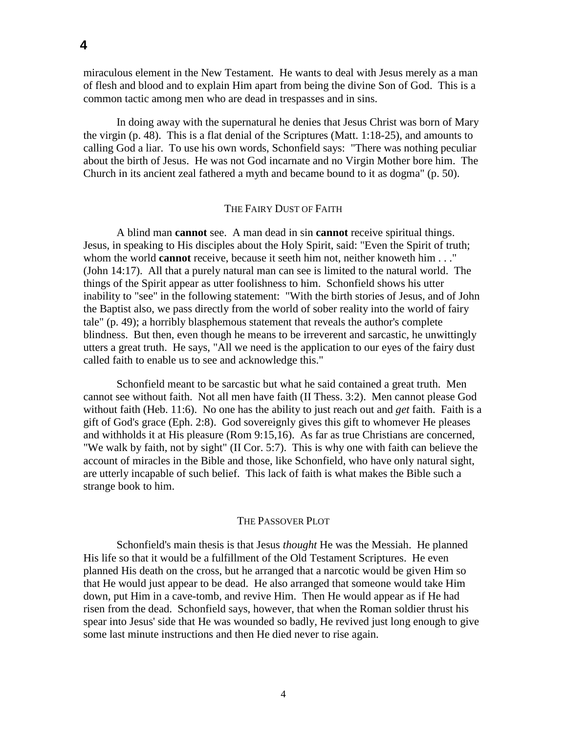miraculous element in the New Testament. He wants to deal with Jesus merely as a man of flesh and blood and to explain Him apart from being the divine Son of God. This is a common tactic among men who are dead in trespasses and in sins.

In doing away with the supernatural he denies that Jesus Christ was born of Mary the virgin (p. 48). This is a flat denial of the Scriptures (Matt. 1:18-25), and amounts to calling God a liar. To use his own words, Schonfield says: "There was nothing peculiar about the birth of Jesus. He was not God incarnate and no Virgin Mother bore him. The Church in its ancient zeal fathered a myth and became bound to it as dogma" (p. 50).

## The Fairy Dust of Faith

A blind man **cannot** see. A man dead in sin **cannot** receive spiritual things. Jesus, in speaking to His disciples about the Holy Spirit, said: "Even the Spirit of truth; whom the world **cannot** receive, because it seeth him not, neither knoweth him . . ." (John 14:17). All that a purely natural man can see is limited to the natural world. The things of the Spirit appear as utter foolishness to him. Schonfield shows his utter inability to "see" in the following statement: "With the birth stories of Jesus, and of John the Baptist also, we pass directly from the world of sober reality into the world of fairy tale" (p. 49); a horribly blasphemous statement that reveals the author's complete blindness. But then, even though he means to be irreverent and sarcastic, he unwittingly utters a great truth. He says, "All we need is the application to our eyes of the fairy dust called faith to enable us to see and acknowledge this."

Schonfield meant to be sarcastic but what he said contained a great truth. Men cannot see without faith. Not all men have faith (II Thess. 3:2). Men cannot please God without faith (Heb. 11:6). No one has the ability to just reach out and *get* faith. Faith is a gift of God's grace (Eph. 2:8). God sovereignly gives this gift to whomever He pleases and withholds it at His pleasure (Rom 9:15,16). As far as true Christians are concerned, "We walk by faith, not by sight" (II Cor. 5:7). This is why one with faith can believe the account of miracles in the Bible and those, like Schonfield, who have only natural sight, are utterly incapable of such belief. This lack of faith is what makes the Bible such a strange book to him.

## The Passover Plot

Schonfield's main thesis is that Jesus *thought* He was the Messiah. He planned His life so that it would be a fulfillment of the Old Testament Scriptures. He even planned His death on the cross, but he arranged that a narcotic would be given Him so that He would just appear to be dead. He also arranged that someone would take Him down, put Him in a cave-tomb, and revive Him. Then He would appear as if He had risen from the dead. Schonfield says, however, that when the Roman soldier thrust his spear into Jesus' side that He was wounded so badly, He revived just long enough to give some last minute instructions and then He died never to rise again.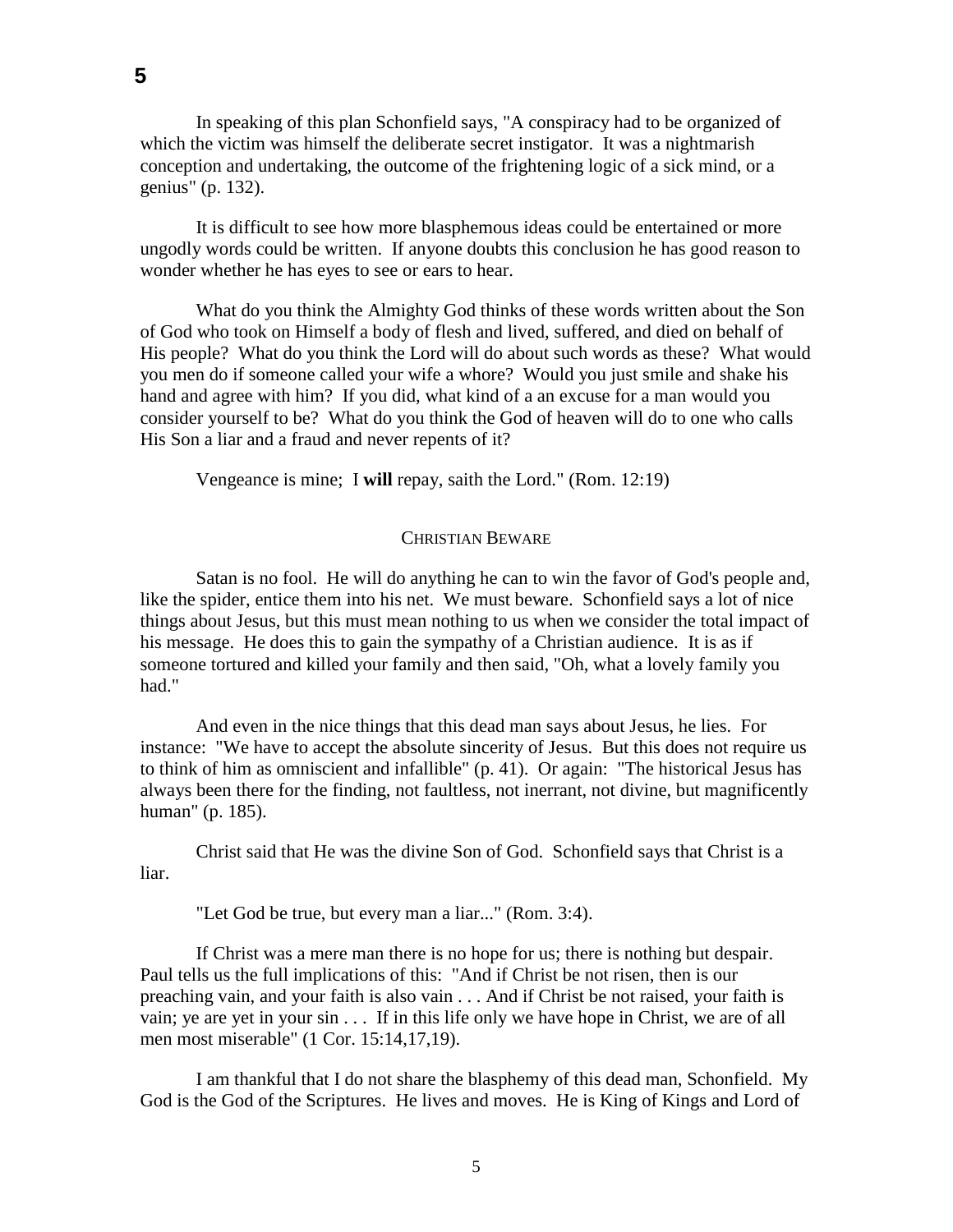In speaking of this plan Schonfield says, "A conspiracy had to be organized of which the victim was himself the deliberate secret instigator. It was a nightmarish conception and undertaking, the outcome of the frightening logic of a sick mind, or a genius" (p. 132).

It is difficult to see how more blasphemous ideas could be entertained or more ungodly words could be written. If anyone doubts this conclusion he has good reason to wonder whether he has eyes to see or ears to hear.

What do you think the Almighty God thinks of these words written about the Son of God who took on Himself a body of flesh and lived, suffered, and died on behalf of His people? What do you think the Lord will do about such words as these? What would you men do if someone called your wife a whore? Would you just smile and shake his hand and agree with him? If you did, what kind of a an excuse for a man would you consider yourself to be? What do you think the God of heaven will do to one who calls His Son a liar and a fraud and never repents of it?

Vengeance is mine; I **will** repay, saith the Lord." (Rom. 12:19)

## CHRISTIAN BEWARE

Satan is no fool. He will do anything he can to win the favor of God's people and, like the spider, entice them into his net. We must beware. Schonfield says a lot of nice things about Jesus, but this must mean nothing to us when we consider the total impact of his message. He does this to gain the sympathy of a Christian audience. It is as if someone tortured and killed your family and then said, "Oh, what a lovely family you had."

And even in the nice things that this dead man says about Jesus, he lies. For instance: "We have to accept the absolute sincerity of Jesus. But this does not require us to think of him as omniscient and infallible" (p. 41). Or again: "The historical Jesus has always been there for the finding, not faultless, not inerrant, not divine, but magnificently human" (p. 185).

Christ said that He was the divine Son of God. Schonfield says that Christ is a liar.

"Let God be true, but every man a liar..." (Rom. 3:4).

If Christ was a mere man there is no hope for us; there is nothing but despair. Paul tells us the full implications of this: "And if Christ be not risen, then is our preaching vain, and your faith is also vain . . . And if Christ be not raised, your faith is vain; ye are yet in your sin . . . If in this life only we have hope in Christ, we are of all men most miserable" (1 Cor. 15:14,17,19).

I am thankful that I do not share the blasphemy of this dead man, Schonfield. My God is the God of the Scriptures. He lives and moves. He is King of Kings and Lord of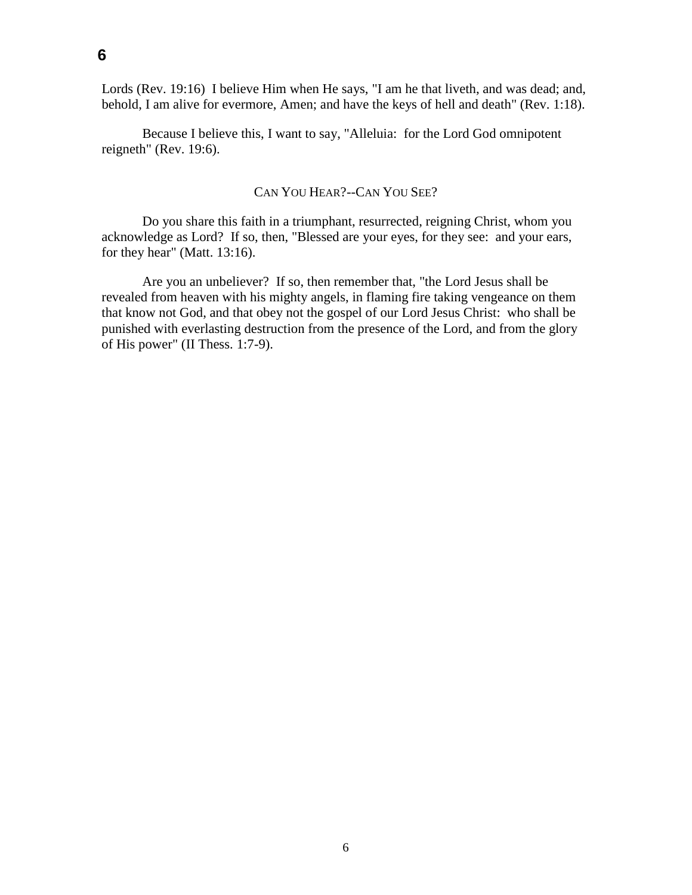Lords (Rev. 19:16) I believe Him when He says, "I am he that liveth, and was dead; and, behold, I am alive for evermore, Amen; and have the keys of hell and death" (Rev. 1:18).

Because I believe this, I want to say, "Alleluia: for the Lord God omnipotent reigneth" (Rev. 19:6).

## CAN YOU HEAR?--CAN YOU SEE?

Do you share this faith in a triumphant, resurrected, reigning Christ, whom you acknowledge as Lord? If so, then, "Blessed are your eyes, for they see: and your ears, for they hear" (Matt. 13:16).

Are you an unbeliever? If so, then remember that, "the Lord Jesus shall be revealed from heaven with his mighty angels, in flaming fire taking vengeance on them that know not God, and that obey not the gospel of our Lord Jesus Christ: who shall be punished with everlasting destruction from the presence of the Lord, and from the glory of His power" (II Thess. 1:7-9).